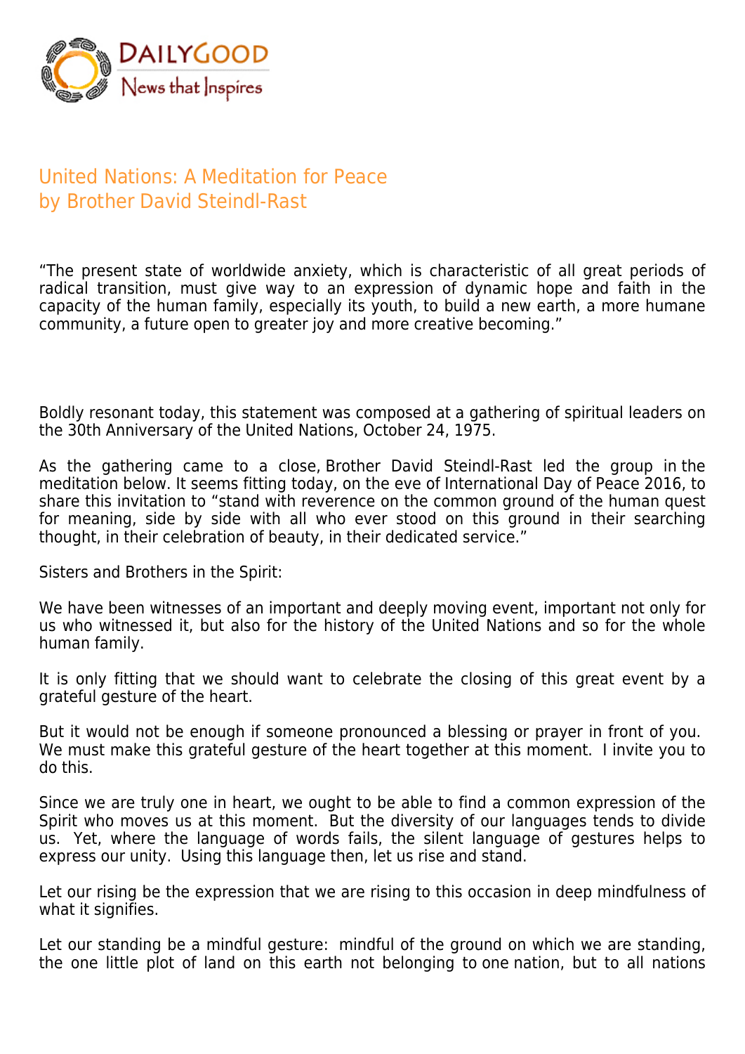# United Nations: A Meditation for Peace
## by Brother David Steindl-Rast

"The present state of worldwide anxiety, which is characteristic of all great periods of radical transition, must give way to an expression of dynamic hope and faith in the capacity of the human family, especially its youth, to build a new earth, a more humane community, a future open to greater joy and more creative becoming."

Boldly resonant today, this statement was composed at a gathering of spiritual leaders on the 30th Anniversary of the United Nations, October 24, 1975.

As the gathering came to a close, Brother David Steindl-Rast led the group in the meditation below. It seems fitting today, on the eve of International Day of Peace 2016, to share this invitation to "stand with reverence on the common ground of the human quest for meaning, side by side with all who ever stood on this ground in their searching thought, in their celebration of beauty, in their dedicated service."

Sisters and Brothers in the Spirit:

We have been witnesses of an important and deeply moving event, important not only for us who witnessed it, but also for the history of the United Nations and so for the whole human family.

It is only fitting that we should want to celebrate the closing of this great event by a grateful gesture of the heart.

But it would not be enough if someone pronounced a blessing or prayer in front of you. We must make this grateful gesture of the heart together at this moment. I invite you to do this.

Since we are truly one in heart, we ought to be able to find a common expression of the Spirit who moves us at this moment. But the diversity of our languages tends to divide us. Yet, where the language of words fails, the silent language of gestures helps to express our unity. Using this language then, let us rise and stand.

Let our rising be the expression that we are rising to this occasion in deep mindfulness of what it signifies.

Let our standing be a mindful gesture: mindful of the ground on which we are standing, the one little plot of land on this earth not belonging to one nation, but to all nations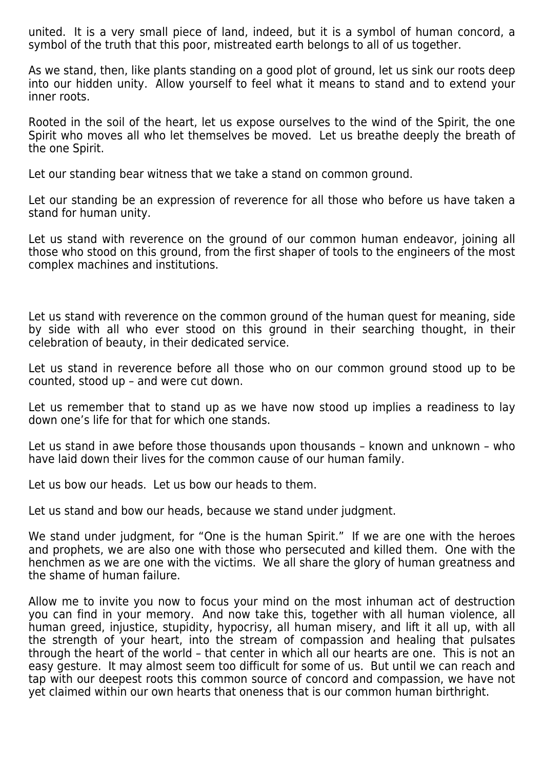united. It is a very small piece of land, indeed, but it is a symbol of human concord, a symbol of the truth that this poor, mistreated earth belongs to all of us together.

As we stand, then, like plants standing on a good plot of ground, let us sink our roots deep into our hidden unity. Allow yourself to feel what it means to stand and to extend your inner roots.

Rooted in the soil of the heart, let us expose ourselves to the wind of the Spirit, the one Spirit who moves all who let themselves be moved. Let us breathe deeply the breath of the one Spirit.

Let our standing bear witness that we take a stand on common ground.

Let our standing be an expression of reverence for all those who before us have taken a stand for human unity.

Let us stand with reverence on the ground of our common human endeavor, joining all those who stood on this ground, from the first shaper of tools to the engineers of the most complex machines and institutions.

Let us stand with reverence on the common ground of the human quest for meaning, side by side with all who ever stood on this ground in their searching thought, in their celebration of beauty, in their dedicated service.

Let us stand in reverence before all those who on our common ground stood up to be counted, stood up – and were cut down.

Let us remember that to stand up as we have now stood up implies a readiness to lay down one's life for that for which one stands.

Let us stand in awe before those thousands upon thousands – known and unknown – who have laid down their lives for the common cause of our human family.

Let us bow our heads. Let us bow our heads to them.

Let us stand and bow our heads, because we stand under judgment.

We stand under judgment, for "One is the human Spirit." If we are one with the heroes and prophets, we are also one with those who persecuted and killed them. One with the henchmen as we are one with the victims. We all share the glory of human greatness and the shame of human failure.

Allow me to invite you now to focus your mind on the most inhuman act of destruction you can find in your memory. And now take this, together with all human violence, all human greed, injustice, stupidity, hypocrisy, all human misery, and lift it all up, with all the strength of your heart, into the stream of compassion and healing that pulsates through the heart of the world – that center in which all our hearts are one. This is not an easy gesture. It may almost seem too difficult for some of us. But until we can reach and tap with our deepest roots this common source of concord and compassion, we have not yet claimed within our own hearts that oneness that is our common human birthright.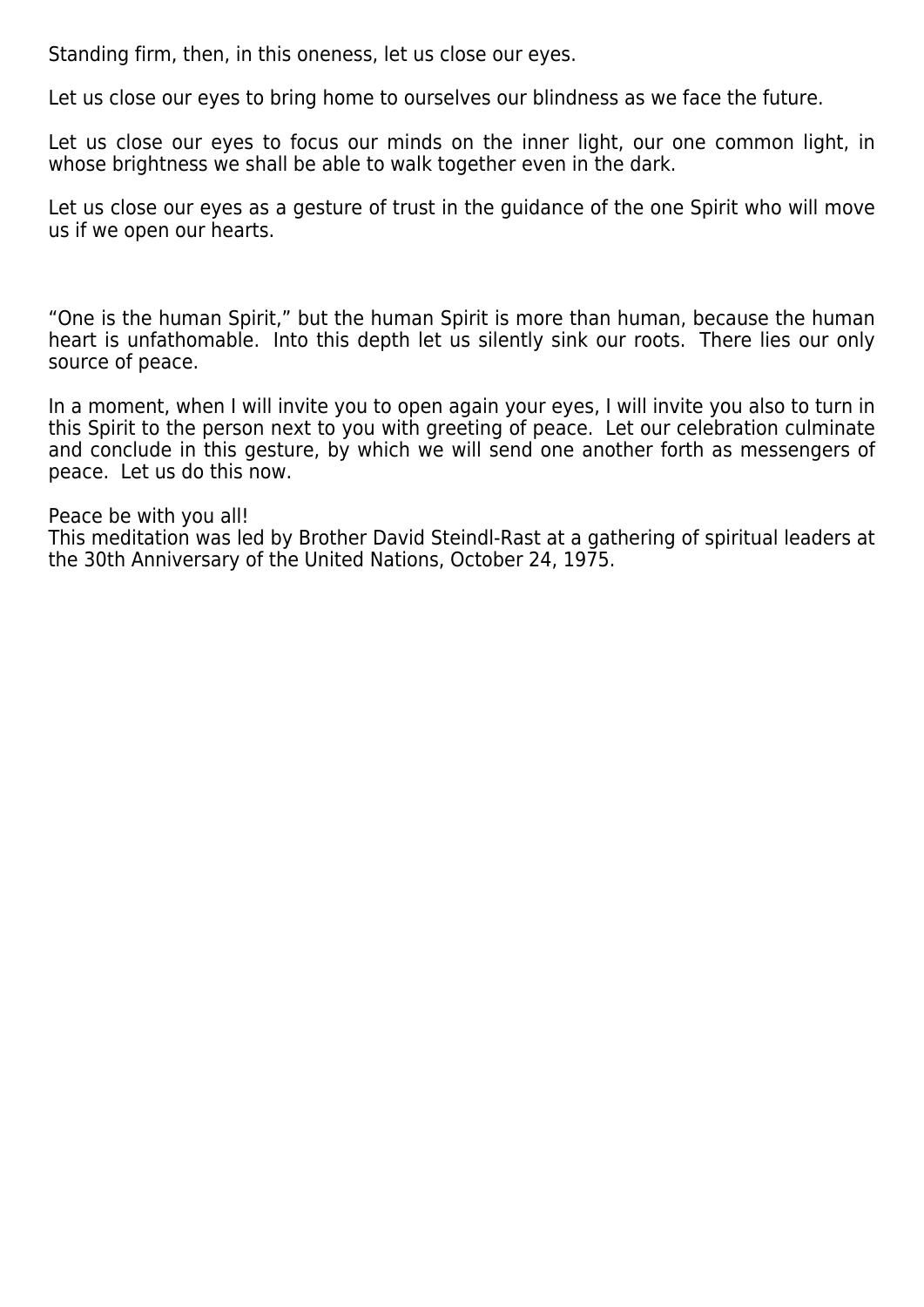Standing firm, then, in this oneness, let us close our eyes.

Let us close our eyes to bring home to ourselves our blindness as we face the future.

Let us close our eyes to focus our minds on the inner light, our one common light, in whose brightness we shall be able to walk together even in the dark.

Let us close our eyes as a gesture of trust in the guidance of the one Spirit who will move us if we open our hearts.

"One is the human Spirit," but the human Spirit is more than human, because the human heart is unfathomable. Into this depth let us silently sink our roots. There lies our only source of peace.

In a moment, when I will invite you to open again your eyes, I will invite you also to turn in this Spirit to the person next to you with greeting of peace. Let our celebration culminate and conclude in this gesture, by which we will send one another forth as messengers of peace. Let us do this now.

Peace be with you all!
This meditation was led by Brother David Steindl-Rast at a gathering of spiritual leaders at the 30th Anniversary of the United Nations, October 24, 1975.